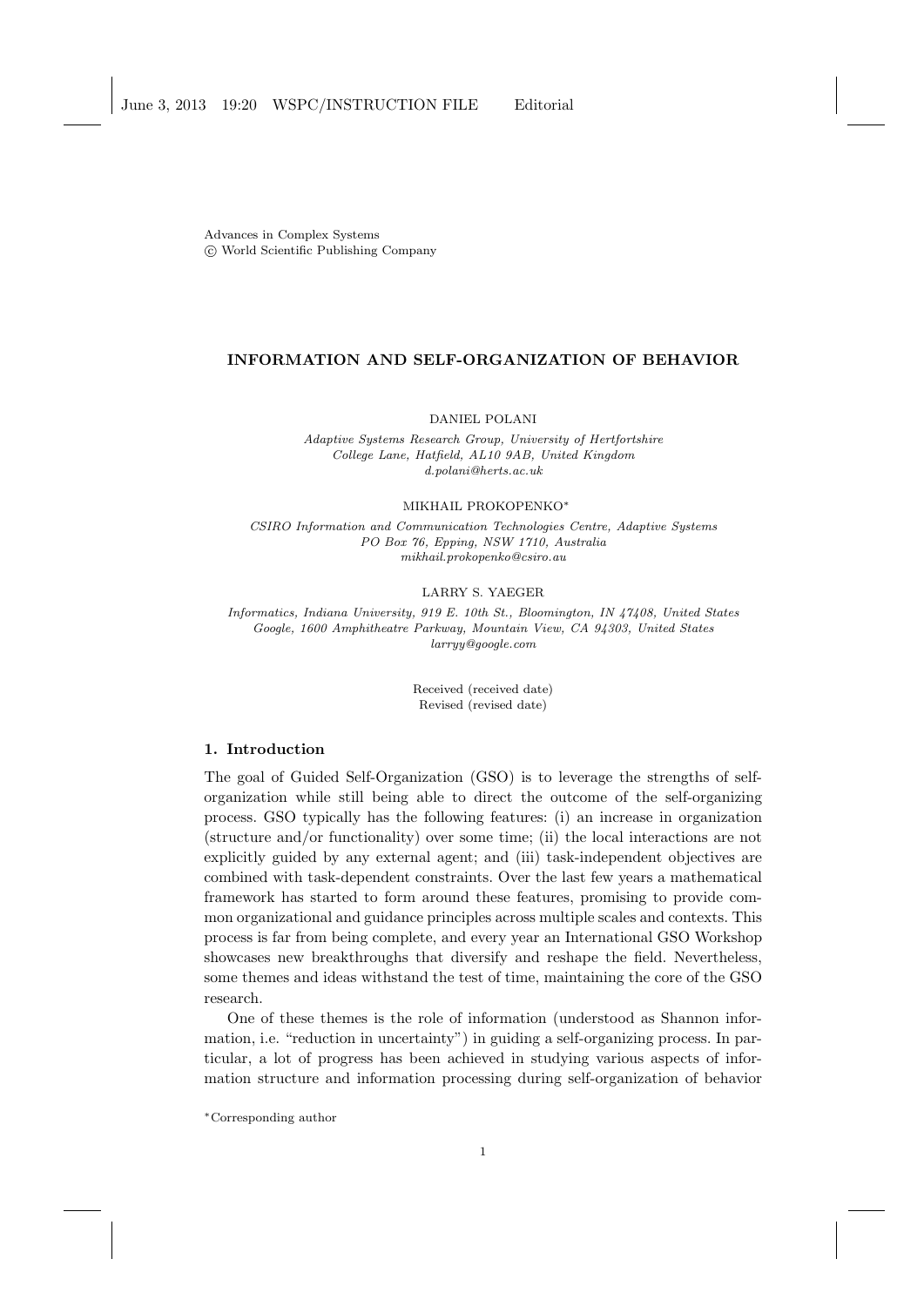Advances in Complex Systems
© World Scientific Publishing Company

# INFORMATION AND SELF-ORGANIZATION OF BEHAVIOR

DANIEL POLANI

*Adaptive Systems Research Group, University of Hertfordshire*
*College Lane, Hatfield, AL10 9AB, United Kingdom*
*d.polani@herts.ac.uk*

MIKHAIL PROKOPENKO*

*CSIRO Information and Communication Technologies Centre, Adaptive Systems*
*PO Box 76, Epping, NSW 1710, Australia*
*mikhail.prokopenko@csiro.au*

LARRY S. YAEGER

*Informatics, Indiana University, 919 E. 10th St., Bloomington, IN 47408, United States*
*Google, 1600 Amphitheatre Parkway, Mountain View, CA 94303, United States*
*larryy@google.com*

Received (received date)
Revised (revised date)

## 1. Introduction

The goal of Guided Self-Organization (GSO) is to leverage the strengths of self-organization while still being able to direct the outcome of the self-organizing process. GSO typically has the following features: (i) an increase in organization (structure and/or functionality) over some time; (ii) the local interactions are not explicitly guided by any external agent; and (iii) task-independent objectives are combined with task-dependent constraints. Over the last few years a mathematical framework has started to form around these features, promising to provide common organizational and guidance principles across multiple scales and contexts. This process is far from being complete, and every year an International GSO Workshop showcases new breakthroughs that diversify and reshape the field. Nevertheless, some themes and ideas withstand the test of time, maintaining the core of the GSO research.

One of these themes is the role of information (understood as Shannon information, i.e. "reduction in uncertainty") in guiding a self-organizing process. In particular, a lot of progress has been achieved in studying various aspects of information structure and information processing during self-organization of behavior

*Corresponding author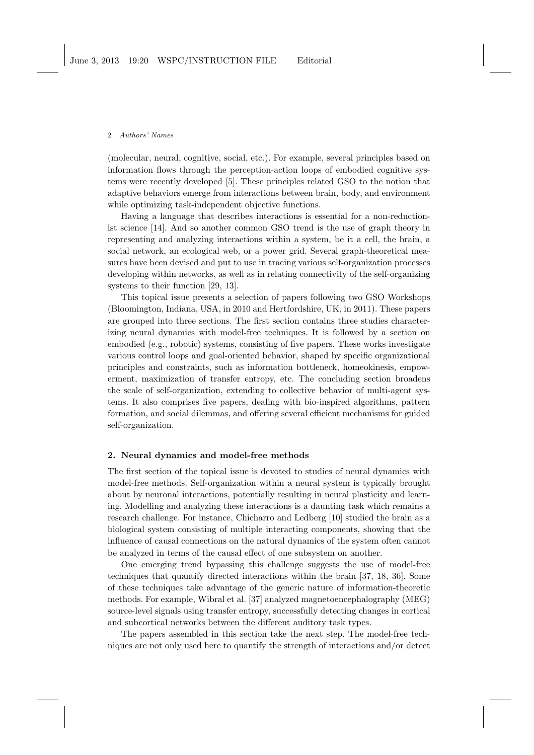(molecular, neural, cognitive, social, etc.). For example, several principles based on information flows through the perception-action loops of embodied cognitive systems were recently developed [5]. These principles related GSO to the notion that adaptive behaviors emerge from interactions between brain, body, and environment while optimizing task-independent objective functions.

Having a language that describes interactions is essential for a non-reductionist science [14]. And so another common GSO trend is the use of graph theory in representing and analyzing interactions within a system, be it a cell, the brain, a social network, an ecological web, or a power grid. Several graph-theoretical measures have been devised and put to use in tracing various self-organization processes developing within networks, as well as in relating connectivity of the self-organizing systems to their function [29, 13].

This topical issue presents a selection of papers following two GSO Workshops (Bloomington, Indiana, USA, in 2010 and Hertfordshire, UK, in 2011). These papers are grouped into three sections. The first section contains three studies characterizing neural dynamics with model-free techniques. It is followed by a section on embodied (e.g., robotic) systems, consisting of five papers. These works investigate various control loops and goal-oriented behavior, shaped by specific organizational principles and constraints, such as information bottleneck, homeokinesis, empowerment, maximization of transfer entropy, etc. The concluding section broadens the scale of self-organization, extending to collective behavior of multi-agent systems. It also comprises five papers, dealing with bio-inspired algorithms, pattern formation, and social dilemmas, and offering several efficient mechanisms for guided self-organization.

## 2. Neural dynamics and model-free methods

The first section of the topical issue is devoted to studies of neural dynamics with model-free methods. Self-organization within a neural system is typically brought about by neuronal interactions, potentially resulting in neural plasticity and learning. Modelling and analyzing these interactions is a daunting task which remains a research challenge. For instance, Chicharro and Ledberg [10] studied the brain as a biological system consisting of multiple interacting components, showing that the influence of causal connections on the natural dynamics of the system often cannot be analyzed in terms of the causal effect of one subsystem on another.

One emerging trend bypassing this challenge suggests the use of model-free techniques that quantify directed interactions within the brain [37, 18, 36]. Some of these techniques take advantage of the generic nature of information-theoretic methods. For example, Wibral et al. [37] analyzed magnetoencephalography (MEG) source-level signals using transfer entropy, successfully detecting changes in cortical and subcortical networks between the different auditory task types.

The papers assembled in this section take the next step. The model-free techniques are not only used here to quantify the strength of interactions and/or detect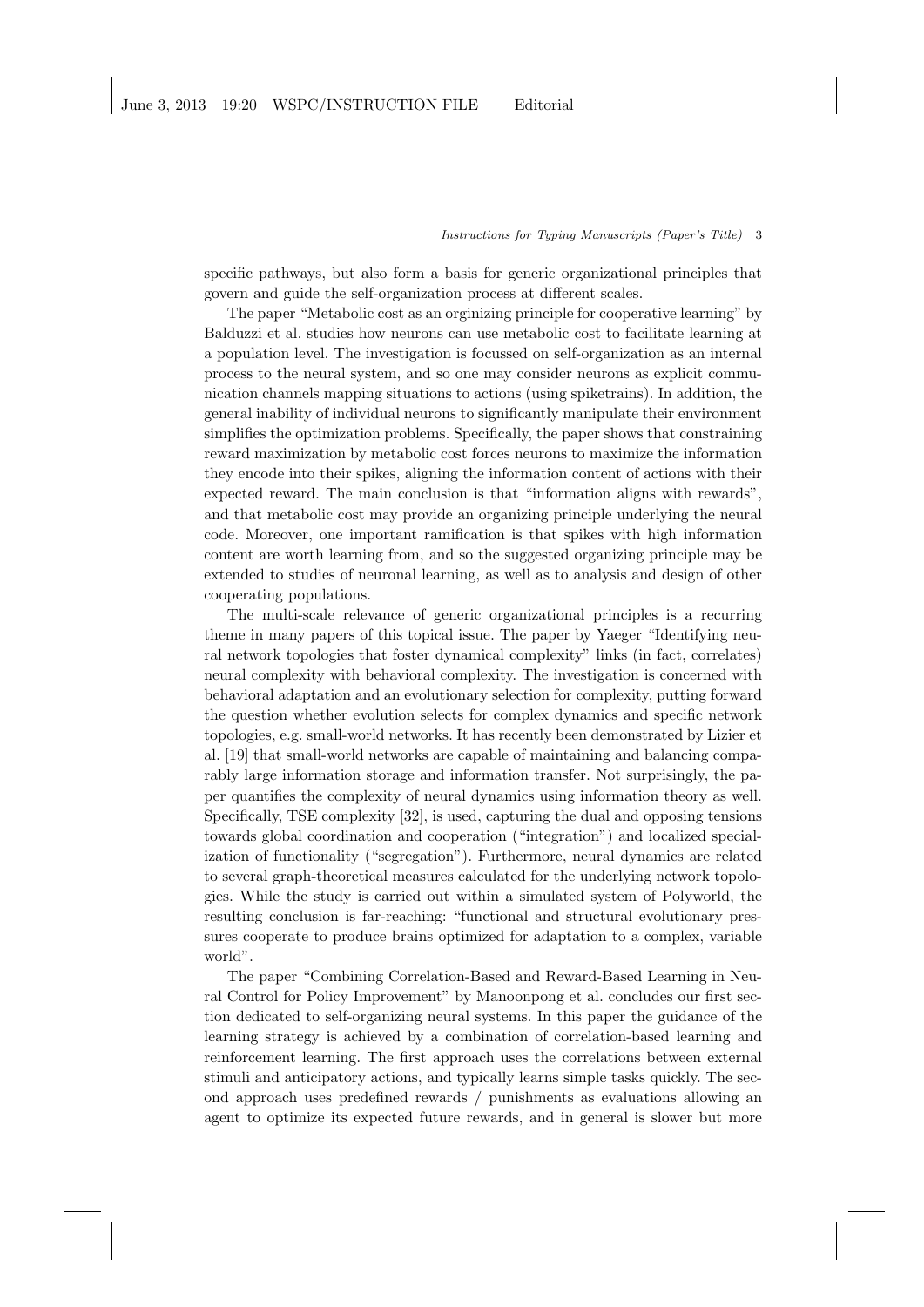specific pathways, but also form a basis for generic organizational principles that govern and guide the self-organization process at different scales.

The paper "Metabolic cost as an orginizing principle for cooperative learning" by Balduzzi et al. studies how neurons can use metabolic cost to facilitate learning at a population level. The investigation is focussed on self-organization as an internal process to the neural system, and so one may consider neurons as explicit communication channels mapping situations to actions (using spiketrains). In addition, the general inability of individual neurons to significantly manipulate their environment simplifies the optimization problems. Specifically, the paper shows that constraining reward maximization by metabolic cost forces neurons to maximize the information they encode into their spikes, aligning the information content of actions with their expected reward. The main conclusion is that "information aligns with rewards", and that metabolic cost may provide an organizing principle underlying the neural code. Moreover, one important ramification is that spikes with high information content are worth learning from, and so the suggested organizing principle may be extended to studies of neuronal learning, as well as to analysis and design of other cooperating populations.

The multi-scale relevance of generic organizational principles is a recurring theme in many papers of this topical issue. The paper by Yaeger "Identifying neural network topologies that foster dynamical complexity" links (in fact, correlates) neural complexity with behavioral complexity. The investigation is concerned with behavioral adaptation and an evolutionary selection for complexity, putting forward the question whether evolution selects for complex dynamics and specific network topologies, e.g. small-world networks. It has recently been demonstrated by Lizier et al. [19] that small-world networks are capable of maintaining and balancing comparably large information storage and information transfer. Not surprisingly, the paper quantifies the complexity of neural dynamics using information theory as well. Specifically, TSE complexity [32], is used, capturing the dual and opposing tensions towards global coordination and cooperation ("integration") and localized specialization of functionality ("segregation"). Furthermore, neural dynamics are related to several graph-theoretical measures calculated for the underlying network topologies. While the study is carried out within a simulated system of Polyworld, the resulting conclusion is far-reaching: "functional and structural evolutionary pressures cooperate to produce brains optimized for adaptation to a complex, variable world".

The paper "Combining Correlation-Based and Reward-Based Learning in Neural Control for Policy Improvement" by Manoonpong et al. concludes our first section dedicated to self-organizing neural systems. In this paper the guidance of the learning strategy is achieved by a combination of correlation-based learning and reinforcement learning. The first approach uses the correlations between external stimuli and anticipatory actions, and typically learns simple tasks quickly. The second approach uses predefined rewards / punishments as evaluations allowing an agent to optimize its expected future rewards, and in general is slower but more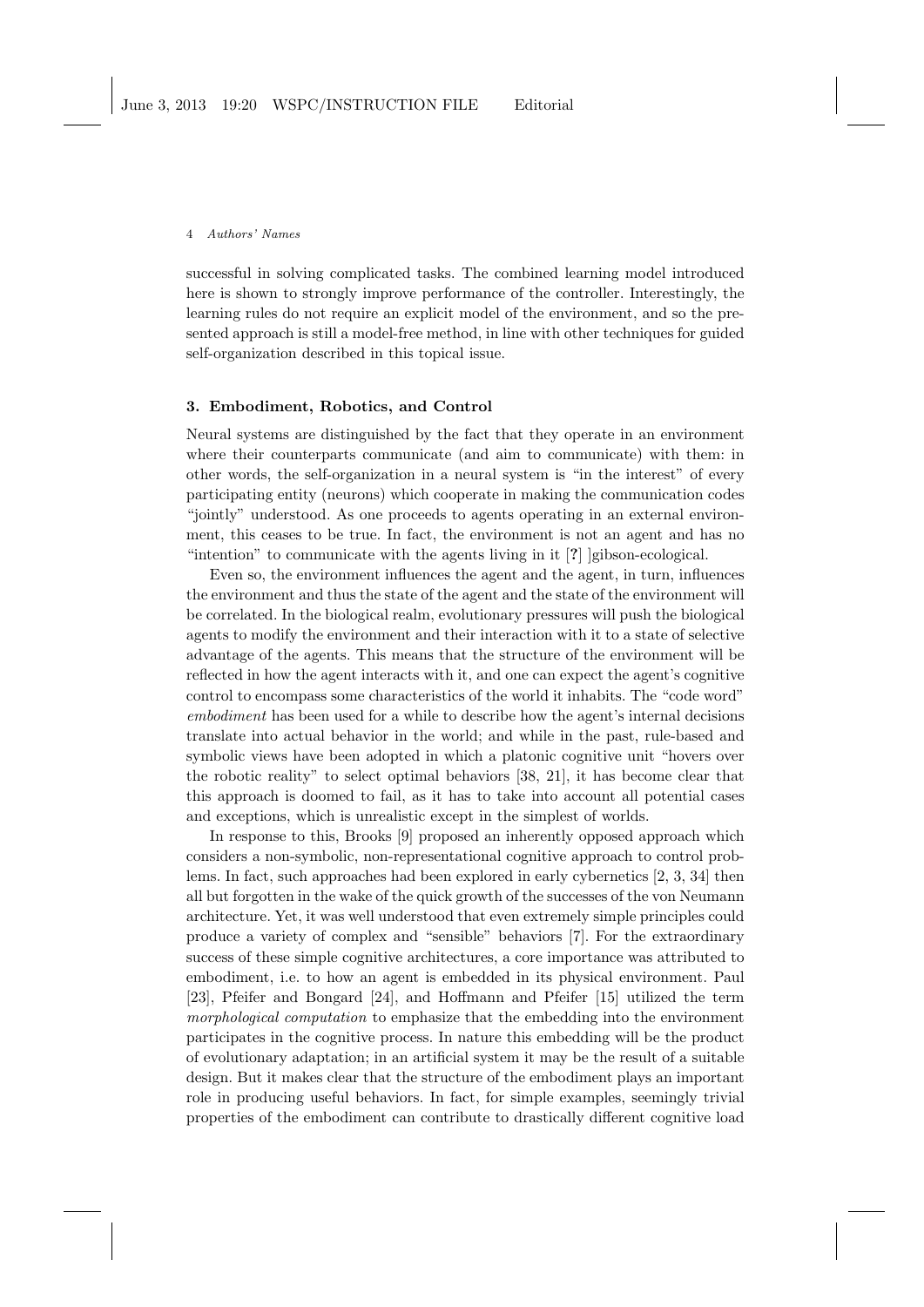successful in solving complicated tasks. The combined learning model introduced here is shown to strongly improve performance of the controller. Interestingly, the learning rules do not require an explicit model of the environment, and so the presented approach is still a model-free method, in line with other techniques for guided self-organization described in this topical issue.

## 3. Embodiment, Robotics, and Control

Neural systems are distinguished by the fact that they operate in an environment where their counterparts communicate (and aim to communicate) with them: in other words, the self-organization in a neural system is "in the interest" of every participating entity (neurons) which cooperate in making the communication codes "jointly" understood. As one proceeds to agents operating in an external environment, this ceases to be true. In fact, the environment is not an agent and has no "intention" to communicate with the agents living in it [**?**] ]gibson-ecological.

Even so, the environment influences the agent and the agent, in turn, influences the environment and thus the state of the agent and the state of the environment will be correlated. In the biological realm, evolutionary pressures will push the biological agents to modify the environment and their interaction with it to a state of selective advantage of the agents. This means that the structure of the environment will be reflected in how the agent interacts with it, and one can expect the agent's cognitive control to encompass some characteristics of the world it inhabits. The "code word" *embodiment* has been used for a while to describe how the agent's internal decisions translate into actual behavior in the world; and while in the past, rule-based and symbolic views have been adopted in which a platonic cognitive unit "hovers over the robotic reality" to select optimal behaviors [38, 21], it has become clear that this approach is doomed to fail, as it has to take into account all potential cases and exceptions, which is unrealistic except in the simplest of worlds.

In response to this, Brooks [9] proposed an inherently opposed approach which considers a non-symbolic, non-representational cognitive approach to control problems. In fact, such approaches had been explored in early cybernetics [2, 3, 34] then all but forgotten in the wake of the quick growth of the successes of the von Neumann architecture. Yet, it was well understood that even extremely simple principles could produce a variety of complex and "sensible" behaviors [7]. For the extraordinary success of these simple cognitive architectures, a core importance was attributed to embodiment, i.e. to how an agent is embedded in its physical environment. Paul [23], Pfeifer and Bongard [24], and Hoffmann and Pfeifer [15] utilized the term *morphological computation* to emphasize that the embedding into the environment participates in the cognitive process. In nature this embedding will be the product of evolutionary adaptation; in an artificial system it may be the result of a suitable design. But it makes clear that the structure of the embodiment plays an important role in producing useful behaviors. In fact, for simple examples, seemingly trivial properties of the embodiment can contribute to drastically different cognitive load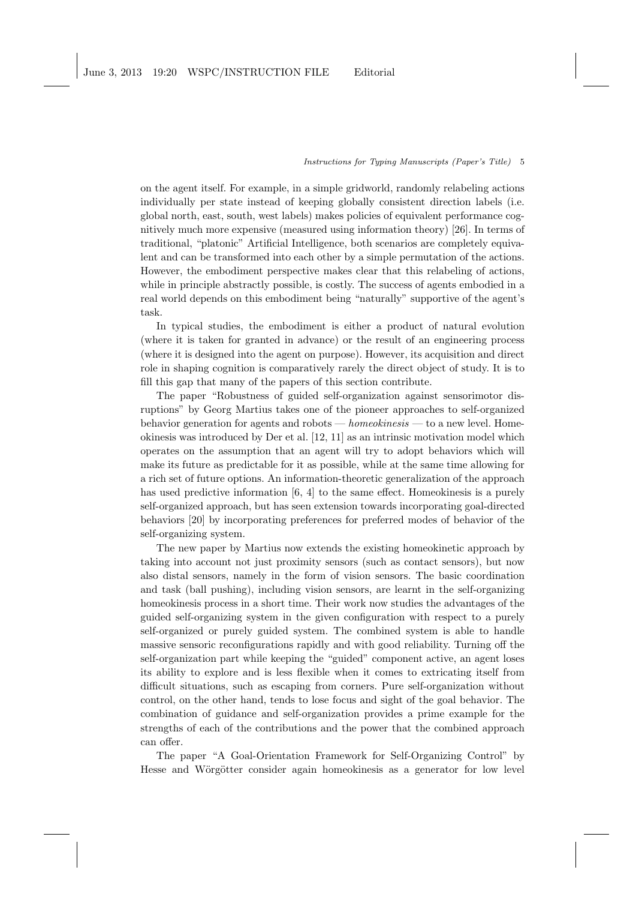on the agent itself. For example, in a simple gridworld, randomly relabeling actions individually per state instead of keeping globally consistent direction labels (i.e. global north, east, south, west labels) makes policies of equivalent performance cognitively much more expensive (measured using information theory) [26]. In terms of traditional, "platonic" Artificial Intelligence, both scenarios are completely equivalent and can be transformed into each other by a simple permutation of the actions. However, the embodiment perspective makes clear that this relabeling of actions, while in principle abstractly possible, is costly. The success of agents embodied in a real world depends on this embodiment being "naturally" supportive of the agent's task.

In typical studies, the embodiment is either a product of natural evolution (where it is taken for granted in advance) or the result of an engineering process (where it is designed into the agent on purpose). However, its acquisition and direct role in shaping cognition is comparatively rarely the direct object of study. It is to fill this gap that many of the papers of this section contribute.

The paper "Robustness of guided self-organization against sensorimotor disruptions" by Georg Martius takes one of the pioneer approaches to self-organized behavior generation for agents and robots — *homeokinesis* — to a new level. Homeokinesis was introduced by Der et al. [12, 11] as an intrinsic motivation model which operates on the assumption that an agent will try to adopt behaviors which will make its future as predictable for it as possible, while at the same time allowing for a rich set of future options. An information-theoretic generalization of the approach has used predictive information [6, 4] to the same effect. Homeokinesis is a purely self-organized approach, but has seen extension towards incorporating goal-directed behaviors [20] by incorporating preferences for preferred modes of behavior of the self-organizing system.

The new paper by Martius now extends the existing homeokinetic approach by taking into account not just proximity sensors (such as contact sensors), but now also distal sensors, namely in the form of vision sensors. The basic coordination and task (ball pushing), including vision sensors, are learnt in the self-organizing homeokinesis process in a short time. Their work now studies the advantages of the guided self-organizing system in the given configuration with respect to a purely self-organized or purely guided system. The combined system is able to handle massive sensoric reconfigurations rapidly and with good reliability. Turning off the self-organization part while keeping the "guided" component active, an agent loses its ability to explore and is less flexible when it comes to extricating itself from difficult situations, such as escaping from corners. Pure self-organization without control, on the other hand, tends to lose focus and sight of the goal behavior. The combination of guidance and self-organization provides a prime example for the strengths of each of the contributions and the power that the combined approach can offer.

The paper "A Goal-Orientation Framework for Self-Organizing Control" by Hesse and Wörgötter consider again homeokinesis as a generator for low level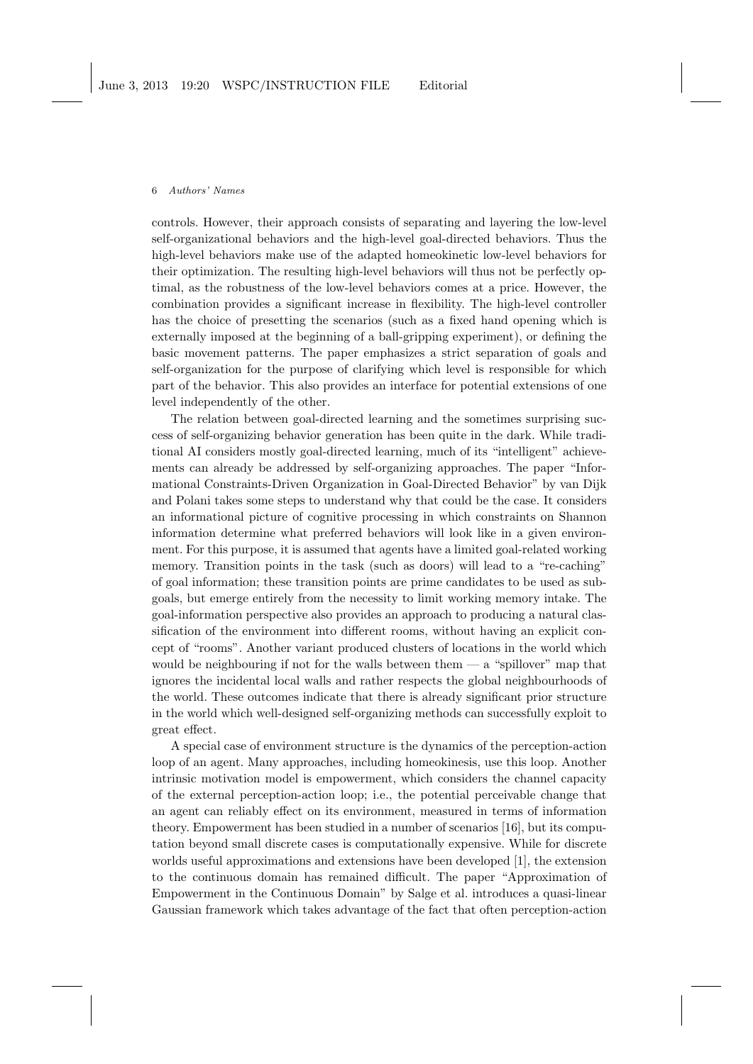controls. However, their approach consists of separating and layering the low-level self-organizational behaviors and the high-level goal-directed behaviors. Thus the high-level behaviors make use of the adapted homeokinetic low-level behaviors for their optimization. The resulting high-level behaviors will thus not be perfectly optimal, as the robustness of the low-level behaviors comes at a price. However, the combination provides a significant increase in flexibility. The high-level controller has the choice of presetting the scenarios (such as a fixed hand opening which is externally imposed at the beginning of a ball-gripping experiment), or defining the basic movement patterns. The paper emphasizes a strict separation of goals and self-organization for the purpose of clarifying which level is responsible for which part of the behavior. This also provides an interface for potential extensions of one level independently of the other.

The relation between goal-directed learning and the sometimes surprising success of self-organizing behavior generation has been quite in the dark. While traditional AI considers mostly goal-directed learning, much of its "intelligent" achievements can already be addressed by self-organizing approaches. The paper "Informational Constraints-Driven Organization in Goal-Directed Behavior" by van Dijk and Polani takes some steps to understand why that could be the case. It considers an informational picture of cognitive processing in which constraints on Shannon information determine what preferred behaviors will look like in a given environment. For this purpose, it is assumed that agents have a limited goal-related working memory. Transition points in the task (such as doors) will lead to a "re-caching" of goal information; these transition points are prime candidates to be used as subgoals, but emerge entirely from the necessity to limit working memory intake. The goal-information perspective also provides an approach to producing a natural classification of the environment into different rooms, without having an explicit concept of "rooms". Another variant produced clusters of locations in the world which would be neighbouring if not for the walls between them — a "spillover" map that ignores the incidental local walls and rather respects the global neighbourhoods of the world. These outcomes indicate that there is already significant prior structure in the world which well-designed self-organizing methods can successfully exploit to great effect.

A special case of environment structure is the dynamics of the perception-action loop of an agent. Many approaches, including homeokinesis, use this loop. Another intrinsic motivation model is empowerment, which considers the channel capacity of the external perception-action loop; i.e., the potential perceivable change that an agent can reliably effect on its environment, measured in terms of information theory. Empowerment has been studied in a number of scenarios [16], but its computation beyond small discrete cases is computationally expensive. While for discrete worlds useful approximations and extensions have been developed [1], the extension to the continuous domain has remained difficult. The paper "Approximation of Empowerment in the Continuous Domain" by Salge et al. introduces a quasi-linear Gaussian framework which takes advantage of the fact that often perception-action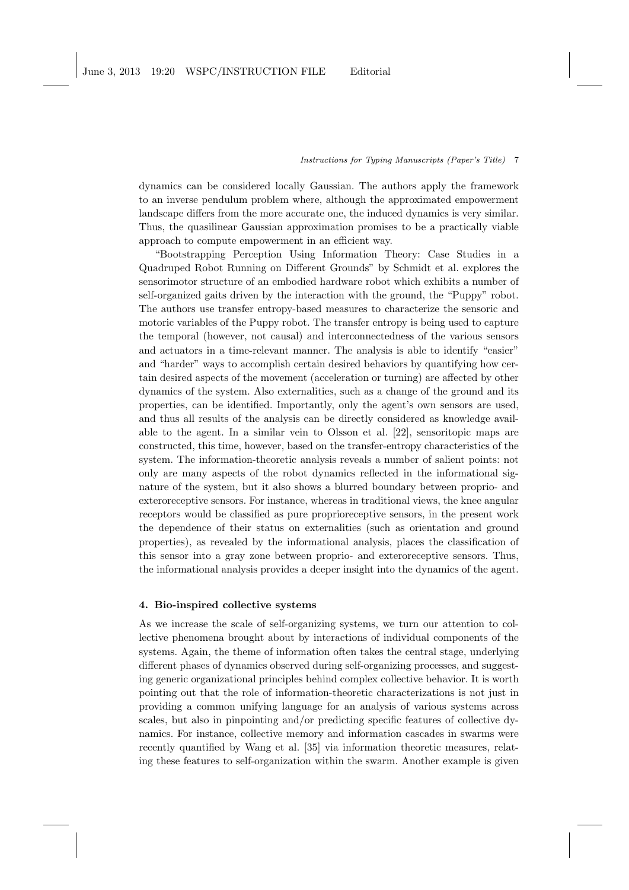dynamics can be considered locally Gaussian. The authors apply the framework to an inverse pendulum problem where, although the approximated empowerment landscape differs from the more accurate one, the induced dynamics is very similar. Thus, the quasilinear Gaussian approximation promises to be a practically viable approach to compute empowerment in an efficient way.

"Bootstrapping Perception Using Information Theory: Case Studies in a Quadruped Robot Running on Different Grounds" by Schmidt et al. explores the sensorimotor structure of an embodied hardware robot which exhibits a number of self-organized gaits driven by the interaction with the ground, the "Puppy" robot. The authors use transfer entropy-based measures to characterize the sensoric and motoric variables of the Puppy robot. The transfer entropy is being used to capture the temporal (however, not causal) and interconnectedness of the various sensors and actuators in a time-relevant manner. The analysis is able to identify "easier" and "harder" ways to accomplish certain desired behaviors by quantifying how certain desired aspects of the movement (acceleration or turning) are affected by other dynamics of the system. Also externalities, such as a change of the ground and its properties, can be identified. Importantly, only the agent's own sensors are used, and thus all results of the analysis can be directly considered as knowledge available to the agent. In a similar vein to Olsson et al. [22], sensoritopic maps are constructed, this time, however, based on the transfer-entropy characteristics of the system. The information-theoretic analysis reveals a number of salient points: not only are many aspects of the robot dynamics reflected in the informational signature of the system, but it also shows a blurred boundary between proprio- and exteroreceptive sensors. For instance, whereas in traditional views, the knee angular receptors would be classified as pure proprioreceptive sensors, in the present work the dependence of their status on externalities (such as orientation and ground properties), as revealed by the informational analysis, places the classification of this sensor into a gray zone between proprio- and exteroreceptive sensors. Thus, the informational analysis provides a deeper insight into the dynamics of the agent.

## 4. Bio-inspired collective systems

As we increase the scale of self-organizing systems, we turn our attention to collective phenomena brought about by interactions of individual components of the systems. Again, the theme of information often takes the central stage, underlying different phases of dynamics observed during self-organizing processes, and suggesting generic organizational principles behind complex collective behavior. It is worth pointing out that the role of information-theoretic characterizations is not just in providing a common unifying language for an analysis of various systems across scales, but also in pinpointing and/or predicting specific features of collective dynamics. For instance, collective memory and information cascades in swarms were recently quantified by Wang et al. [35] via information theoretic measures, relating these features to self-organization within the swarm. Another example is given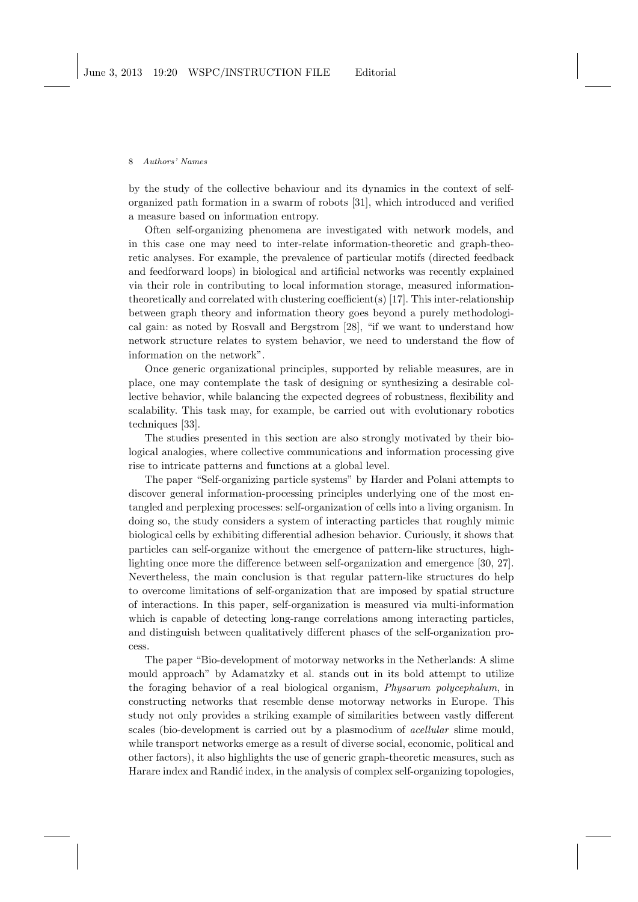by the study of the collective behaviour and its dynamics in the context of self-organized path formation in a swarm of robots [31], which introduced and verified a measure based on information entropy.

Often self-organizing phenomena are investigated with network models, and in this case one may need to inter-relate information-theoretic and graph-theoretic analyses. For example, the prevalence of particular motifs (directed feedback and feedforward loops) in biological and artificial networks was recently explained via their role in contributing to local information storage, measured information-theoretically and correlated with clustering coefficient(s) [17]. This inter-relationship between graph theory and information theory goes beyond a purely methodological gain: as noted by Rosvall and Bergstrom [28], "if we want to understand how network structure relates to system behavior, we need to understand the flow of information on the network".

Once generic organizational principles, supported by reliable measures, are in place, one may contemplate the task of designing or synthesizing a desirable collective behavior, while balancing the expected degrees of robustness, flexibility and scalability. This task may, for example, be carried out with evolutionary robotics techniques [33].

The studies presented in this section are also strongly motivated by their biological analogies, where collective communications and information processing give rise to intricate patterns and functions at a global level.

The paper "Self-organizing particle systems" by Harder and Polani attempts to discover general information-processing principles underlying one of the most entangled and perplexing processes: self-organization of cells into a living organism. In doing so, the study considers a system of interacting particles that roughly mimic biological cells by exhibiting differential adhesion behavior. Curiously, it shows that particles can self-organize without the emergence of pattern-like structures, highlighting once more the difference between self-organization and emergence [30, 27]. Nevertheless, the main conclusion is that regular pattern-like structures do help to overcome limitations of self-organization that are imposed by spatial structure of interactions. In this paper, self-organization is measured via multi-information which is capable of detecting long-range correlations among interacting particles, and distinguish between qualitatively different phases of the self-organization process.

The paper "Bio-development of motorway networks in the Netherlands: A slime mould approach" by Adamatzky et al. stands out in its bold attempt to utilize the foraging behavior of a real biological organism, *Physarum polycephalum*, in constructing networks that resemble dense motorway networks in Europe. This study not only provides a striking example of similarities between vastly different scales (bio-development is carried out by a plasmodium of *acellular* slime mould, while transport networks emerge as a result of diverse social, economic, political and other factors), it also highlights the use of generic graph-theoretic measures, such as Harare index and Randić index, in the analysis of complex self-organizing topologies,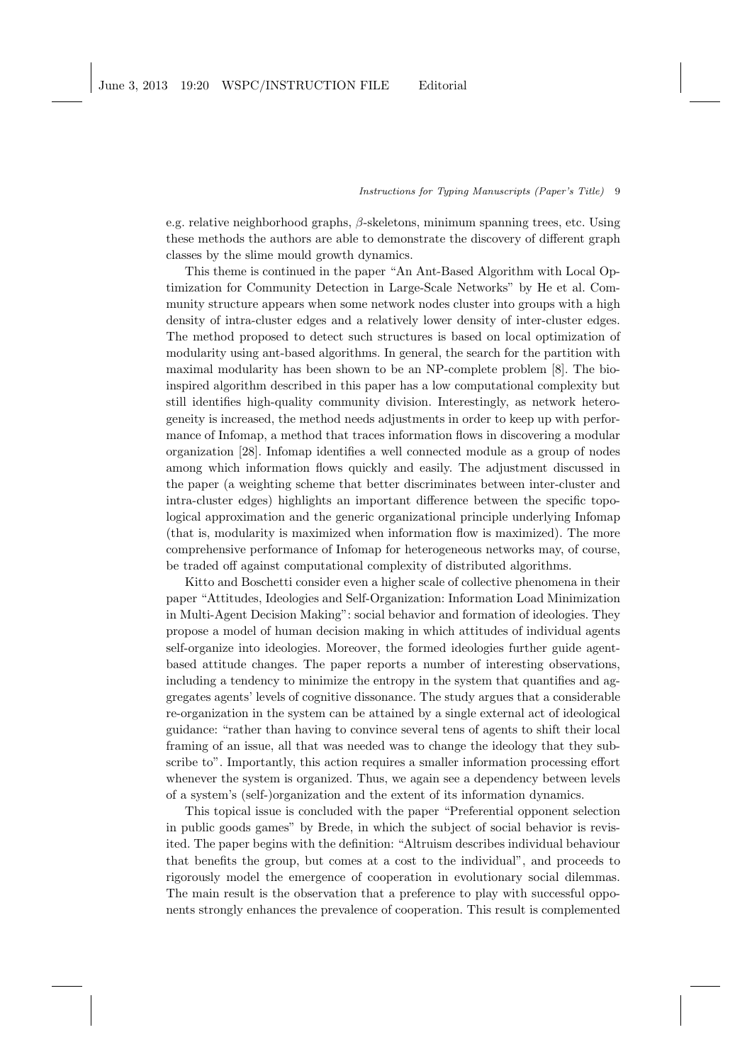e.g. relative neighborhood graphs, $\beta$-skeletons, minimum spanning trees, etc. Using these methods the authors are able to demonstrate the discovery of different graph classes by the slime mould growth dynamics.

This theme is continued in the paper "An Ant-Based Algorithm with Local Optimization for Community Detection in Large-Scale Networks" by He et al. Community structure appears when some network nodes cluster into groups with a high density of intra-cluster edges and a relatively lower density of inter-cluster edges. The method proposed to detect such structures is based on local optimization of modularity using ant-based algorithms. In general, the search for the partition with maximal modularity has been shown to be an NP-complete problem [8]. The bio-inspired algorithm described in this paper has a low computational complexity but still identifies high-quality community division. Interestingly, as network heterogeneity is increased, the method needs adjustments in order to keep up with performance of Infomap, a method that traces information flows in discovering a modular organization [28]. Infomap identifies a well connected module as a group of nodes among which information flows quickly and easily. The adjustment discussed in the paper (a weighting scheme that better discriminates between inter-cluster and intra-cluster edges) highlights an important difference between the specific topological approximation and the generic organizational principle underlying Infomap (that is, modularity is maximized when information flow is maximized). The more comprehensive performance of Infomap for heterogeneous networks may, of course, be traded off against computational complexity of distributed algorithms.

Kitto and Boschetti consider even a higher scale of collective phenomena in their paper "Attitudes, Ideologies and Self-Organization: Information Load Minimization in Multi-Agent Decision Making": social behavior and formation of ideologies. They propose a model of human decision making in which attitudes of individual agents self-organize into ideologies. Moreover, the formed ideologies further guide agent-based attitude changes. The paper reports a number of interesting observations, including a tendency to minimize the entropy in the system that quantifies and aggregates agents' levels of cognitive dissonance. The study argues that a considerable re-organization in the system can be attained by a single external act of ideological guidance: "rather than having to convince several tens of agents to shift their local framing of an issue, all that was needed was to change the ideology that they subscribe to". Importantly, this action requires a smaller information processing effort whenever the system is organized. Thus, we again see a dependency between levels of a system's (self-)organization and the extent of its information dynamics.

This topical issue is concluded with the paper "Preferential opponent selection in public goods games" by Brede, in which the subject of social behavior is revisited. The paper begins with the definition: "Altruism describes individual behaviour that benefits the group, but comes at a cost to the individual", and proceeds to rigorously model the emergence of cooperation in evolutionary social dilemmas. The main result is the observation that a preference to play with successful opponents strongly enhances the prevalence of cooperation. This result is complemented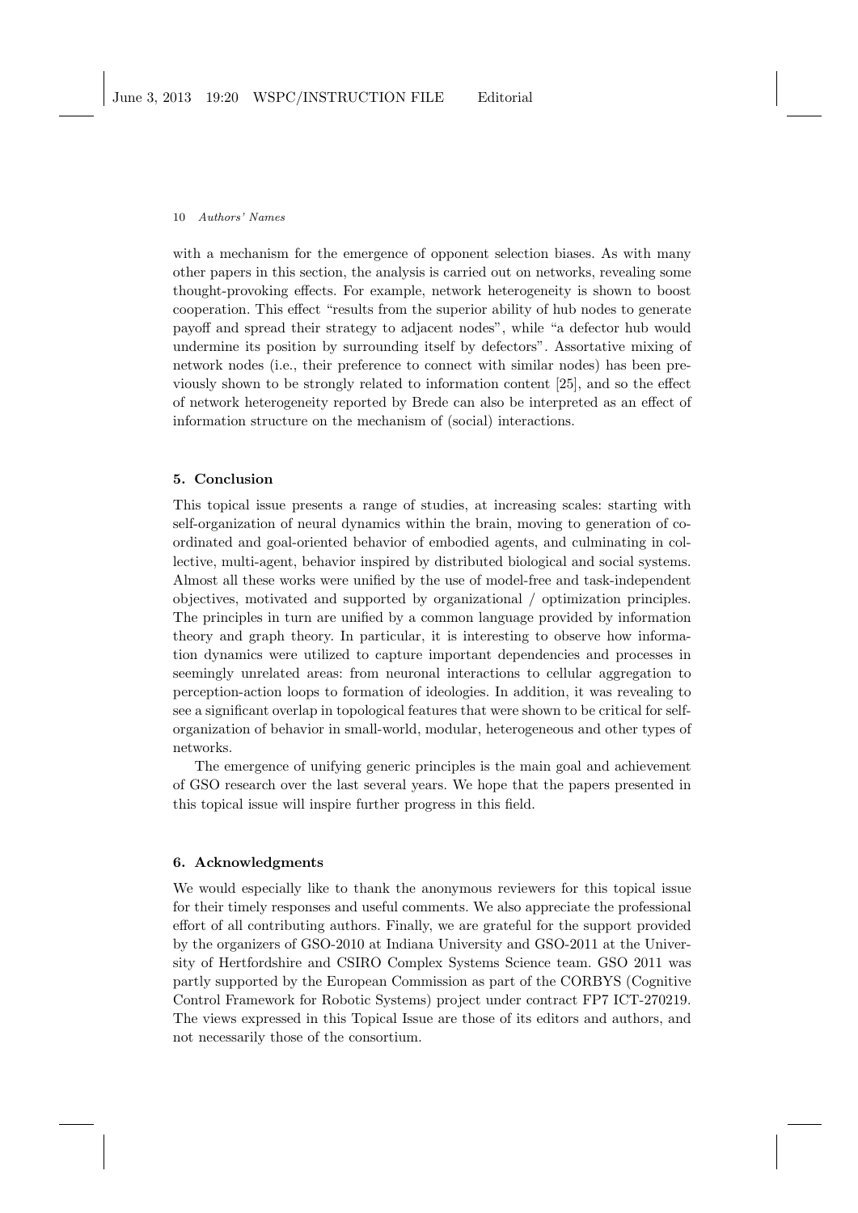with a mechanism for the emergence of opponent selection biases. As with many other papers in this section, the analysis is carried out on networks, revealing some thought-provoking effects. For example, network heterogeneity is shown to boost cooperation. This effect "results from the superior ability of hub nodes to generate payoff and spread their strategy to adjacent nodes", while "a defector hub would undermine its position by surrounding itself by defectors". Assortative mixing of network nodes (i.e., their preference to connect with similar nodes) has been previously shown to be strongly related to information content [25], and so the effect of network heterogeneity reported by Brede can also be interpreted as an effect of information structure on the mechanism of (social) interactions.

## 5. Conclusion

This topical issue presents a range of studies, at increasing scales: starting with self-organization of neural dynamics within the brain, moving to generation of coordinated and goal-oriented behavior of embodied agents, and culminating in collective, multi-agent, behavior inspired by distributed biological and social systems. Almost all these works were unified by the use of model-free and task-independent objectives, motivated and supported by organizational / optimization principles. The principles in turn are unified by a common language provided by information theory and graph theory. In particular, it is interesting to observe how information dynamics were utilized to capture important dependencies and processes in seemingly unrelated areas: from neuronal interactions to cellular aggregation to perception-action loops to formation of ideologies. In addition, it was revealing to see a significant overlap in topological features that were shown to be critical for self-organization of behavior in small-world, modular, heterogeneous and other types of networks.

The emergence of unifying generic principles is the main goal and achievement of GSO research over the last several years. We hope that the papers presented in this topical issue will inspire further progress in this field.

## 6. Acknowledgments

We would especially like to thank the anonymous reviewers for this topical issue for their timely responses and useful comments. We also appreciate the professional effort of all contributing authors. Finally, we are grateful for the support provided by the organizers of GSO-2010 at Indiana University and GSO-2011 at the University of Hertfordshire and CSIRO Complex Systems Science team. GSO 2011 was partly supported by the European Commission as part of the CORBYS (Cognitive Control Framework for Robotic Systems) project under contract FP7 ICT-270219. The views expressed in this Topical Issue are those of its editors and authors, and not necessarily those of the consortium.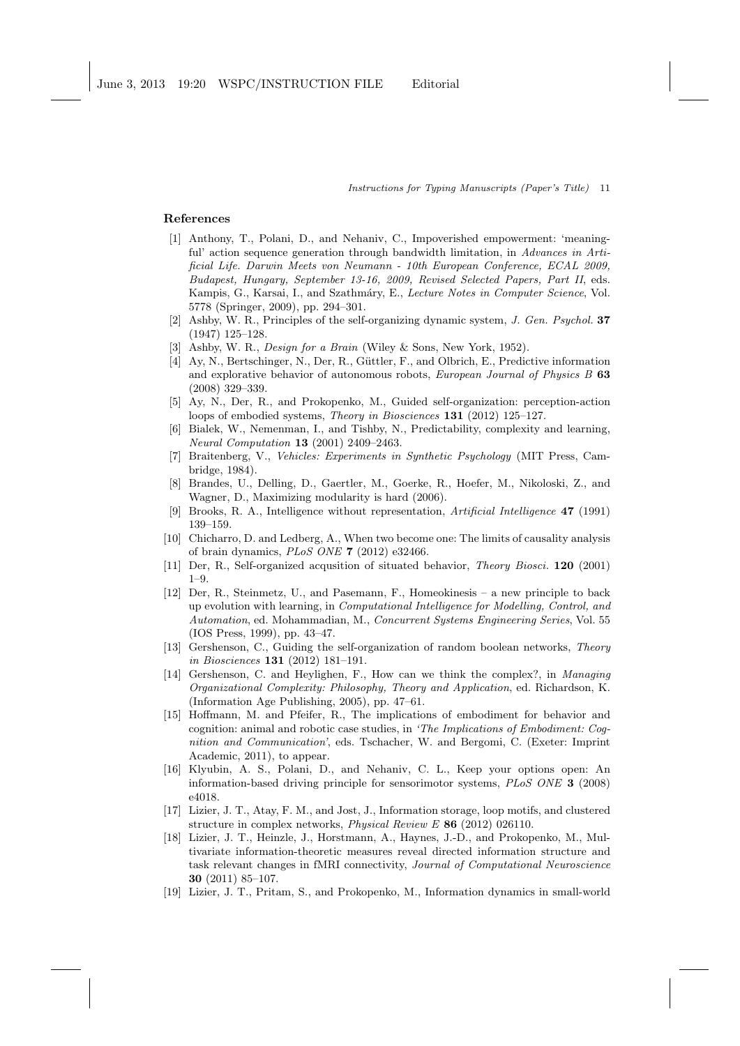## References

[1] Anthony, T., Polani, D., and Nehaniv, C., Impoverished empowerment: 'meaningful' action sequence generation through bandwidth limitation, in *Advances in Artificial Life. Darwin Meets von Neumann - 10th European Conference, ECAL 2009, Budapest, Hungary, September 13-16, 2009, Revised Selected Papers, Part II*, eds. Kampis, G., Karsai, I., and Szathmáry, E., *Lecture Notes in Computer Science*, Vol. 5778 (Springer, 2009), pp. 294–301.

[2] Ashby, W. R., Principles of the self-organizing dynamic system, *J. Gen. Psychol.* **37** (1947) 125–128.

[3] Ashby, W. R., *Design for a Brain* (Wiley & Sons, New York, 1952).

[4] Ay, N., Bertschinger, N., Der, R., Güttler, F., and Olbrich, E., Predictive information and explorative behavior of autonomous robots, *European Journal of Physics B* **63** (2008) 329–339.

[5] Ay, N., Der, R., and Prokopenko, M., Guided self-organization: perception-action loops of embodied systems, *Theory in Biosciences* **131** (2012) 125–127.

[6] Bialek, W., Nemenman, I., and Tishby, N., Predictability, complexity and learning, *Neural Computation* **13** (2001) 2409–2463.

[7] Braitenberg, V., *Vehicles: Experiments in Synthetic Psychology* (MIT Press, Cambridge, 1984).

[8] Brandes, U., Delling, D., Gaertler, M., Goerke, R., Hoefer, M., Nikoloski, Z., and Wagner, D., Maximizing modularity is hard (2006).

[9] Brooks, R. A., Intelligence without representation, *Artificial Intelligence* **47** (1991) 139–159.

[10] Chicharro, D. and Ledberg, A., When two become one: The limits of causality analysis of brain dynamics, *PLoS ONE* **7** (2012) e32466.

[11] Der, R., Self-organized acqusition of situated behavior, *Theory Biosci.* **120** (2001) 1–9.

[12] Der, R., Steinmetz, U., and Pasemann, F., Homeokinesis – a new principle to back up evolution with learning, in *Computational Intelligence for Modelling, Control, and Automation*, ed. Mohammadian, M., *Concurrent Systems Engineering Series*, Vol. 55 (IOS Press, 1999), pp. 43–47.

[13] Gershenson, C., Guiding the self-organization of random boolean networks, *Theory in Biosciences* **131** (2012) 181–191.

[14] Gershenson, C. and Heylighen, F., How can we think the complex?, in *Managing Organizational Complexity: Philosophy, Theory and Application*, ed. Richardson, K. (Information Age Publishing, 2005), pp. 47–61.

[15] Hoffmann, M. and Pfeifer, R., The implications of embodiment for behavior and cognition: animal and robotic case studies, in *'The Implications of Embodiment: Cognition and Communication'*, eds. Tschacher, W. and Bergomi, C. (Exeter: Imprint Academic, 2011), to appear.

[16] Klyubin, A. S., Polani, D., and Nehaniv, C. L., Keep your options open: An information-based driving principle for sensorimotor systems, *PLoS ONE* **3** (2008) e4018.

[17] Lizier, J. T., Atay, F. M., and Jost, J., Information storage, loop motifs, and clustered structure in complex networks, *Physical Review E* **86** (2012) 026110.

[18] Lizier, J. T., Heinzle, J., Horstmann, A., Haynes, J.-D., and Prokopenko, M., Multivariate information-theoretic measures reveal directed information structure and task relevant changes in fMRI connectivity, *Journal of Computational Neuroscience* **30** (2011) 85–107.

[19] Lizier, J. T., Pritam, S., and Prokopenko, M., Information dynamics in small-world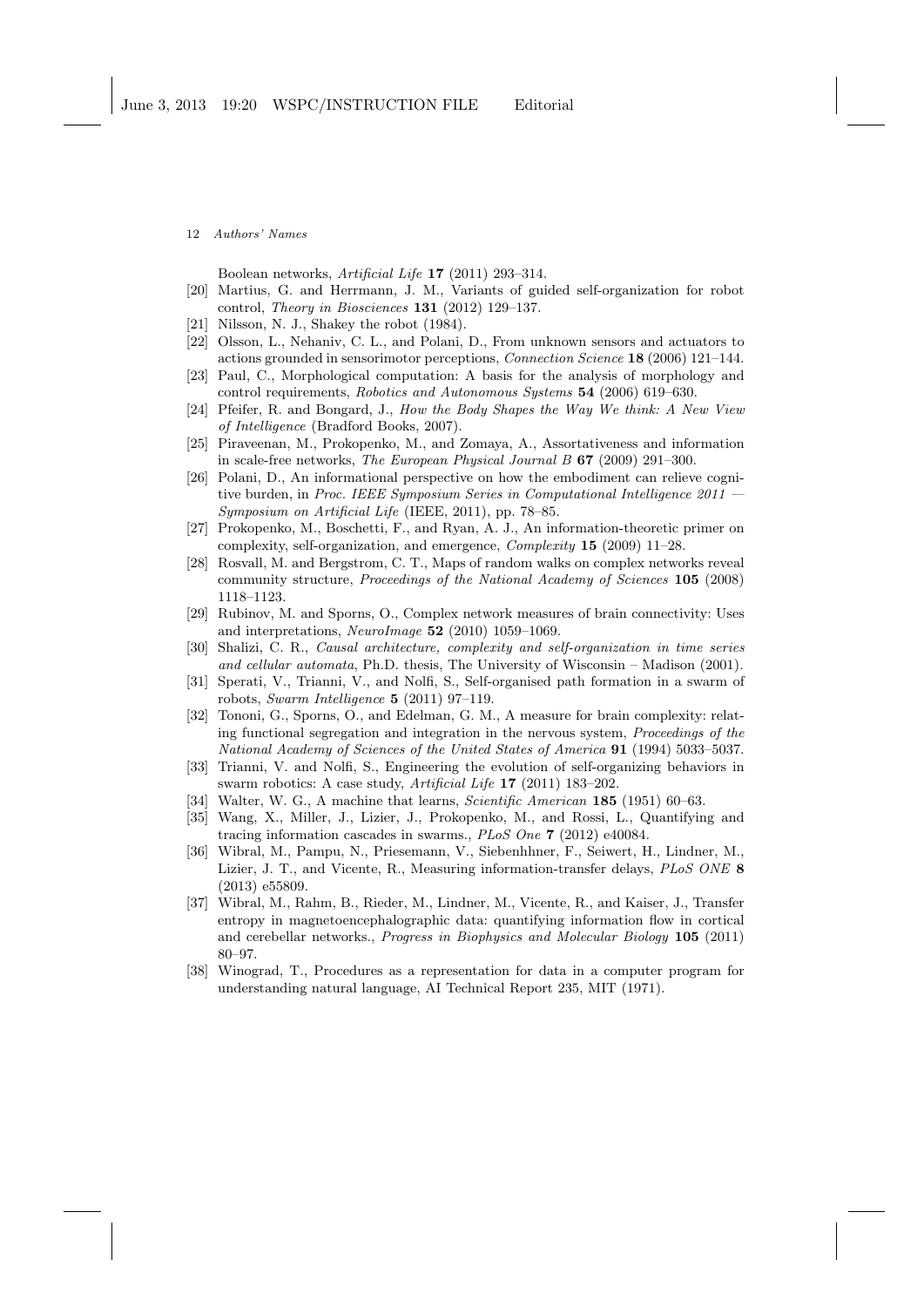Boolean networks, *Artificial Life* **17** (2011) 293–314.

[20] Martius, G. and Herrmann, J. M., Variants of guided self-organization for robot control, *Theory in Biosciences* **131** (2012) 129–137.

[21] Nilsson, N. J., Shakey the robot (1984).

[22] Olsson, L., Nehaniv, C. L., and Polani, D., From unknown sensors and actuators to actions grounded in sensorimotor perceptions, *Connection Science* **18** (2006) 121–144.

[23] Paul, C., Morphological computation: A basis for the analysis of morphology and control requirements, *Robotics and Autonomous Systems* **54** (2006) 619–630.

[24] Pfeifer, R. and Bongard, J., *How the Body Shapes the Way We think: A New View of Intelligence* (Bradford Books, 2007).

[25] Piraveenan, M., Prokopenko, M., and Zomaya, A., Assortativeness and information in scale-free networks, *The European Physical Journal B* **67** (2009) 291–300.

[26] Polani, D., An informational perspective on how the embodiment can relieve cognitive burden, in *Proc. IEEE Symposium Series in Computational Intelligence 2011 — Symposium on Artificial Life* (IEEE, 2011), pp. 78–85.

[27] Prokopenko, M., Boschetti, F., and Ryan, A. J., An information-theoretic primer on complexity, self-organization, and emergence, *Complexity* **15** (2009) 11–28.

[28] Rosvall, M. and Bergstrom, C. T., Maps of random walks on complex networks reveal community structure, *Proceedings of the National Academy of Sciences* **105** (2008) 1118–1123.

[29] Rubinov, M. and Sporns, O., Complex network measures of brain connectivity: Uses and interpretations, *NeuroImage* **52** (2010) 1059–1069.

[30] Shalizi, C. R., *Causal architecture, complexity and self-organization in time series and cellular automata*, Ph.D. thesis, The University of Wisconsin – Madison (2001).

[31] Sperati, V., Trianni, V., and Nolfi, S., Self-organised path formation in a swarm of robots, *Swarm Intelligence* **5** (2011) 97–119.

[32] Tononi, G., Sporns, O., and Edelman, G. M., A measure for brain complexity: relating functional segregation and integration in the nervous system, *Proceedings of the National Academy of Sciences of the United States of America* **91** (1994) 5033–5037.

[33] Trianni, V. and Nolfi, S., Engineering the evolution of self-organizing behaviors in swarm robotics: A case study, *Artificial Life* **17** (2011) 183–202.

[34] Walter, W. G., A machine that learns, *Scientific American* **185** (1951) 60–63.

[35] Wang, X., Miller, J., Lizier, J., Prokopenko, M., and Rossi, L., Quantifying and tracing information cascades in swarms., *PLoS One* **7** (2012) e40084.

[36] Wibral, M., Pampu, N., Priesemann, V., Siebenhhner, F., Seiwert, H., Lindner, M., Lizier, J. T., and Vicente, R., Measuring information-transfer delays, *PLoS ONE* **8** (2013) e55809.

[37] Wibral, M., Rahm, B., Rieder, M., Lindner, M., Vicente, R., and Kaiser, J., Transfer entropy in magnetoencephalographic data: quantifying information flow in cortical and cerebellar networks., *Progress in Biophysics and Molecular Biology* **105** (2011) 80–97.

[38] Winograd, T., Procedures as a representation for data in a computer program for understanding natural language, AI Technical Report 235, MIT (1971).